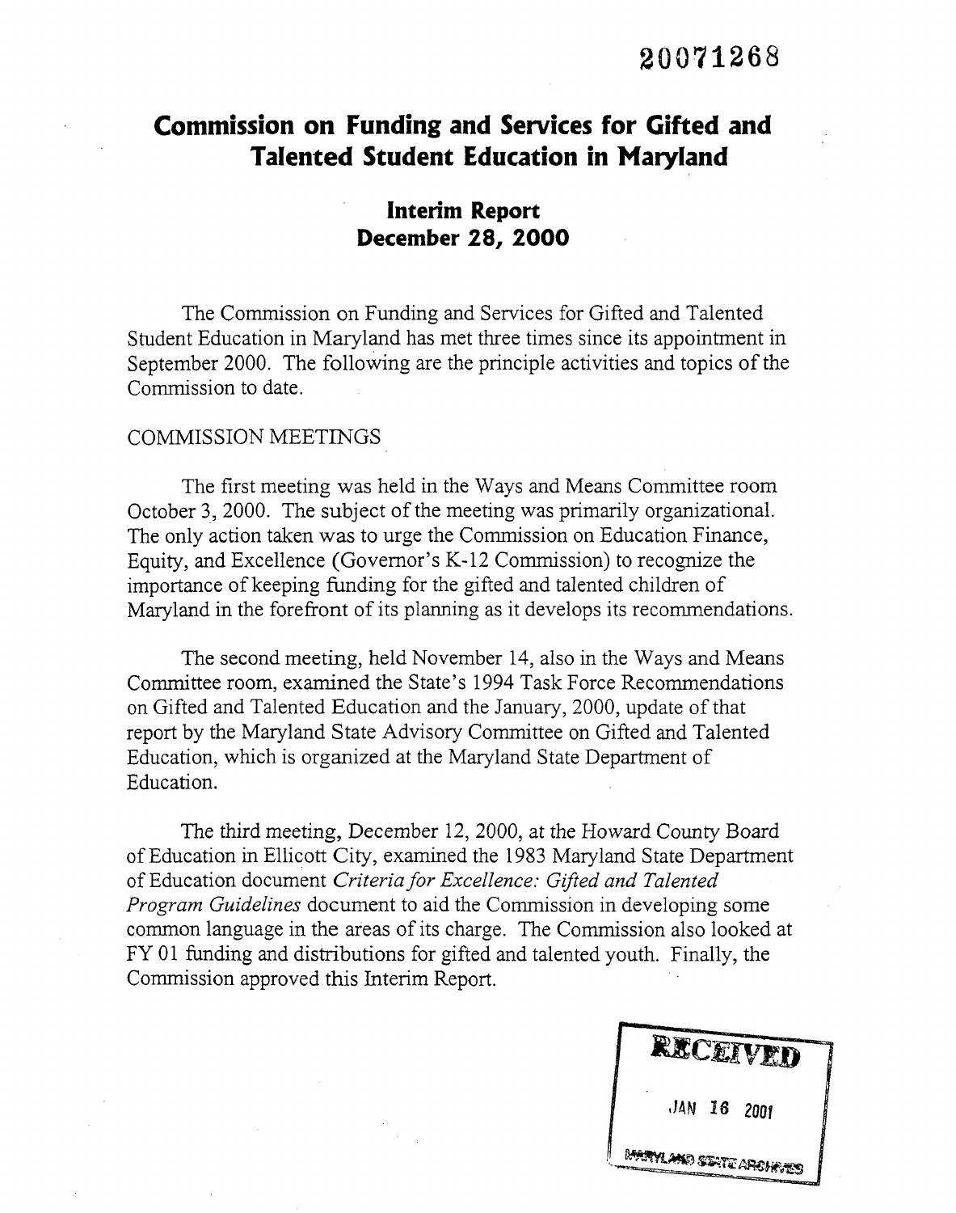20071268

# Commission on Funding and Services for Gifted and Talented Student Education in Maryland

## Interim Report
## December 28, 2000

The Commission on Funding and Services for Gifted and Talented Student Education in Maryland has met three times since its appointment in September 2000. The following are the principle activities and topics of the Commission to date.

COMMISSION MEETINGS

The first meeting was held in the Ways and Means Committee room October 3, 2000. The subject of the meeting was primarily organizational. The only action taken was to urge the Commission on Education Finance, Equity, and Excellence (Governor's K-12 Commission) to recognize the importance of keeping funding for the gifted and talented children of Maryland in the forefront of its planning as it develops its recommendations.

The second meeting, held November 14, also in the Ways and Means Committee room, examined the State's 1994 Task Force Recommendations on Gifted and Talented Education and the January, 2000, update of that report by the Maryland State Advisory Committee on Gifted and Talented Education, which is organized at the Maryland State Department of Education.

The third meeting, December 12, 2000, at the Howard County Board of Education in Ellicott City, examined the 1983 Maryland State Department of Education document *Criteria for Excellence: Gifted and Talented Program Guidelines* document to aid the Commission in developing some common language in the areas of its charge. The Commission also looked at FY 01 funding and distributions for gifted and talented youth. Finally, the Commission approved this Interim Report.

RECEIVED

JAN 16 2001

MARYLAND STATE ARCHIVES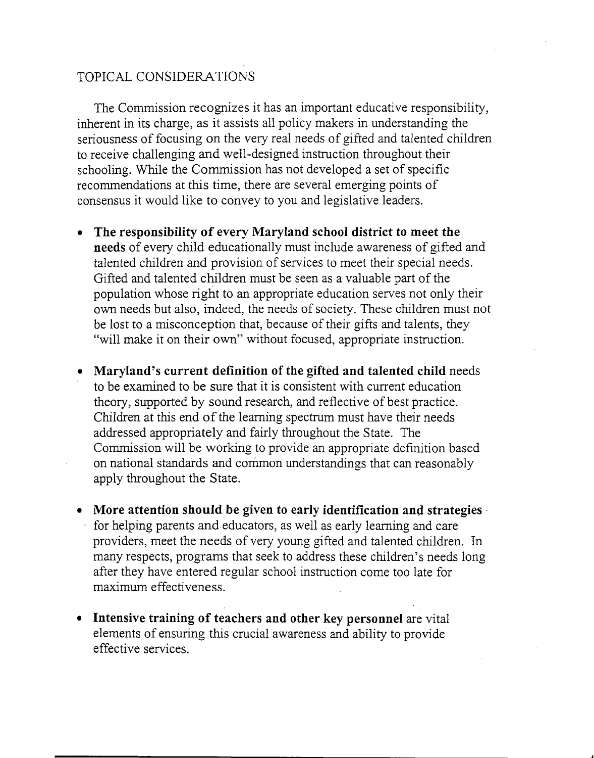## TOPICAL CONSIDERATIONS

The Commission recognizes it has an important educative responsibility, inherent in its charge, as it assists all policy makers in understanding the seriousness of focusing on the very real needs of gifted and talented children to receive challenging and well-designed instruction throughout their schooling. While the Commission has not developed a set of specific recommendations at this time, there are several emerging points of consensus it would like to convey to you and legislative leaders.

- **The responsibility of every Maryland school district to meet the needs** of every child educationally must include awareness of gifted and talented children and provision of services to meet their special needs. Gifted and talented children must be seen as a valuable part of the population whose right to an appropriate education serves not only their own needs but also, indeed, the needs of society. These children must not be lost to a misconception that, because of their gifts and talents, they "will make it on their own" without focused, appropriate instruction.

- **Maryland's current definition of the gifted and talented child** needs to be examined to be sure that it is consistent with current education theory, supported by sound research, and reflective of best practice. Children at this end of the learning spectrum must have their needs addressed appropriately and fairly throughout the State. The Commission will be working to provide an appropriate definition based on national standards and common understandings that can reasonably apply throughout the State.

- **More attention should be given to early identification and strategies** for helping parents and educators, as well as early learning and care providers, meet the needs of very young gifted and talented children. In many respects, programs that seek to address these children's needs long after they have entered regular school instruction come too late for maximum effectiveness.

- **Intensive training of teachers and other key personnel** are vital elements of ensuring this crucial awareness and ability to provide effective services.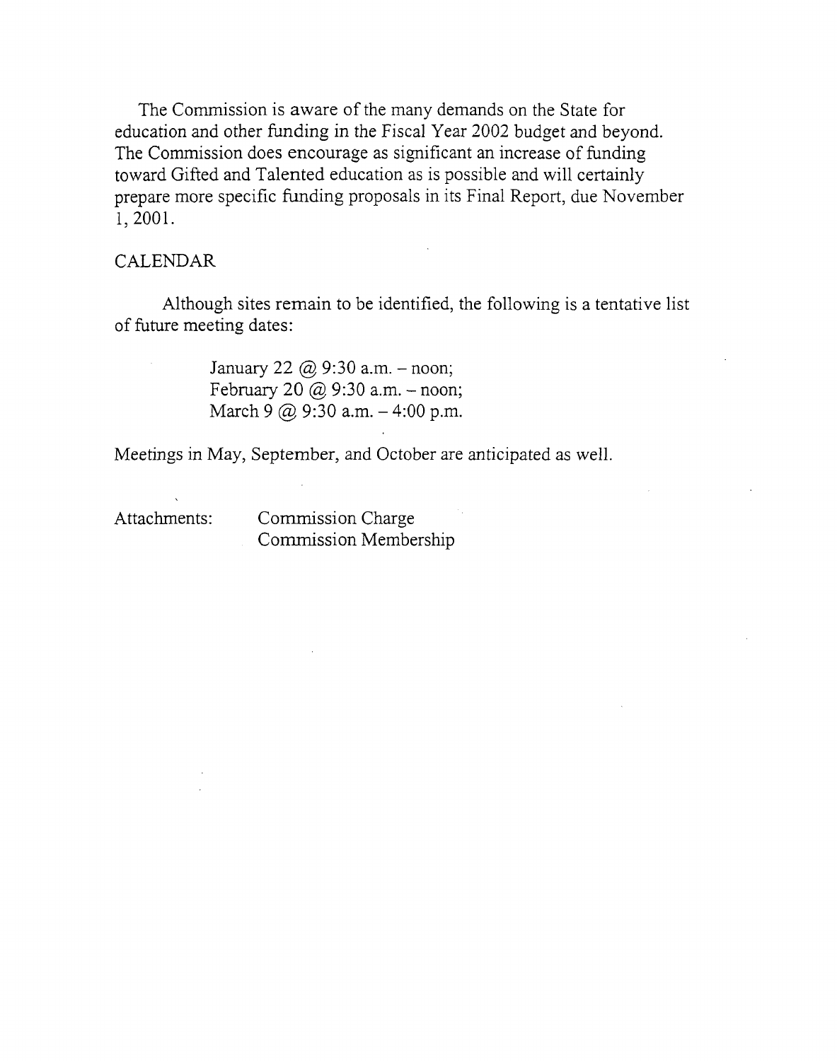The Commission is aware of the many demands on the State for education and other funding in the Fiscal Year 2002 budget and beyond. The Commission does encourage as significant an increase of funding toward Gifted and Talented education as is possible and will certainly prepare more specific funding proposals in its Final Report, due November 1, 2001.

## CALENDAR

Although sites remain to be identified, the following is a tentative list of future meeting dates:

January 22 @ 9:30 a.m. – noon;
February 20 @ 9:30 a.m. – noon;
March 9 @ 9:30 a.m. – 4:00 p.m.

Meetings in May, September, and October are anticipated as well.

Attachments: Commission Charge
Commission Membership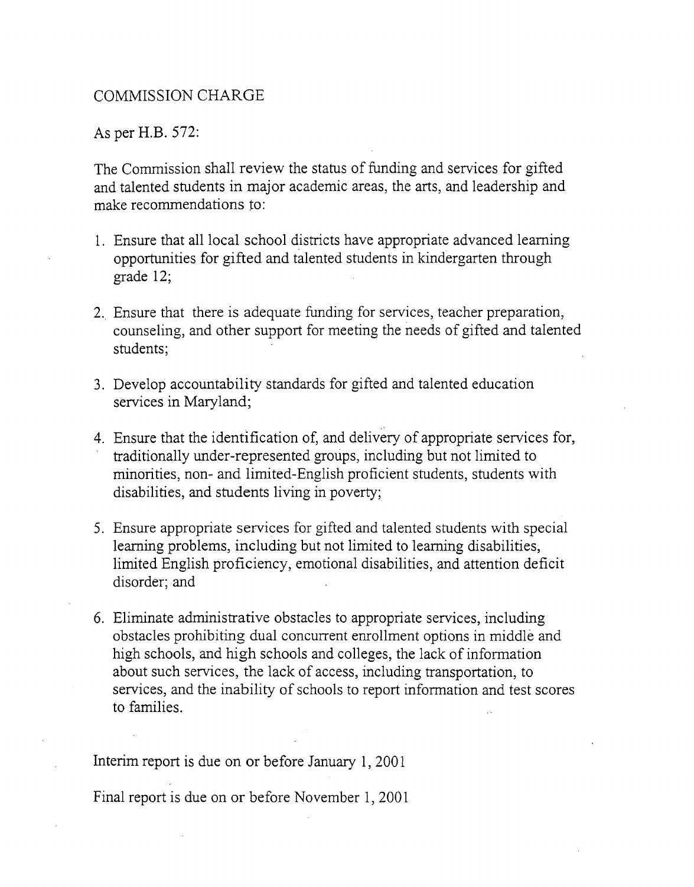## COMMISSION CHARGE

As per H.B. 572:

The Commission shall review the status of funding and services for gifted and talented students in major academic areas, the arts, and leadership and make recommendations to:

1. Ensure that all local school districts have appropriate advanced learning opportunities for gifted and talented students in kindergarten through grade 12;
2. Ensure that there is adequate funding for services, teacher preparation, counseling, and other support for meeting the needs of gifted and talented students;
3. Develop accountability standards for gifted and talented education services in Maryland;
4. Ensure that the identification of, and delivery of appropriate services for, traditionally under-represented groups, including but not limited to minorities, non- and limited-English proficient students, students with disabilities, and students living in poverty;
5. Ensure appropriate services for gifted and talented students with special learning problems, including but not limited to learning disabilities, limited English proficiency, emotional disabilities, and attention deficit disorder; and
6. Eliminate administrative obstacles to appropriate services, including obstacles prohibiting dual concurrent enrollment options in middle and high schools, and high schools and colleges, the lack of information about such services, the lack of access, including transportation, to services, and the inability of schools to report information and test scores to families.

Interim report is due on or before January 1, 2001

Final report is due on or before November 1, 2001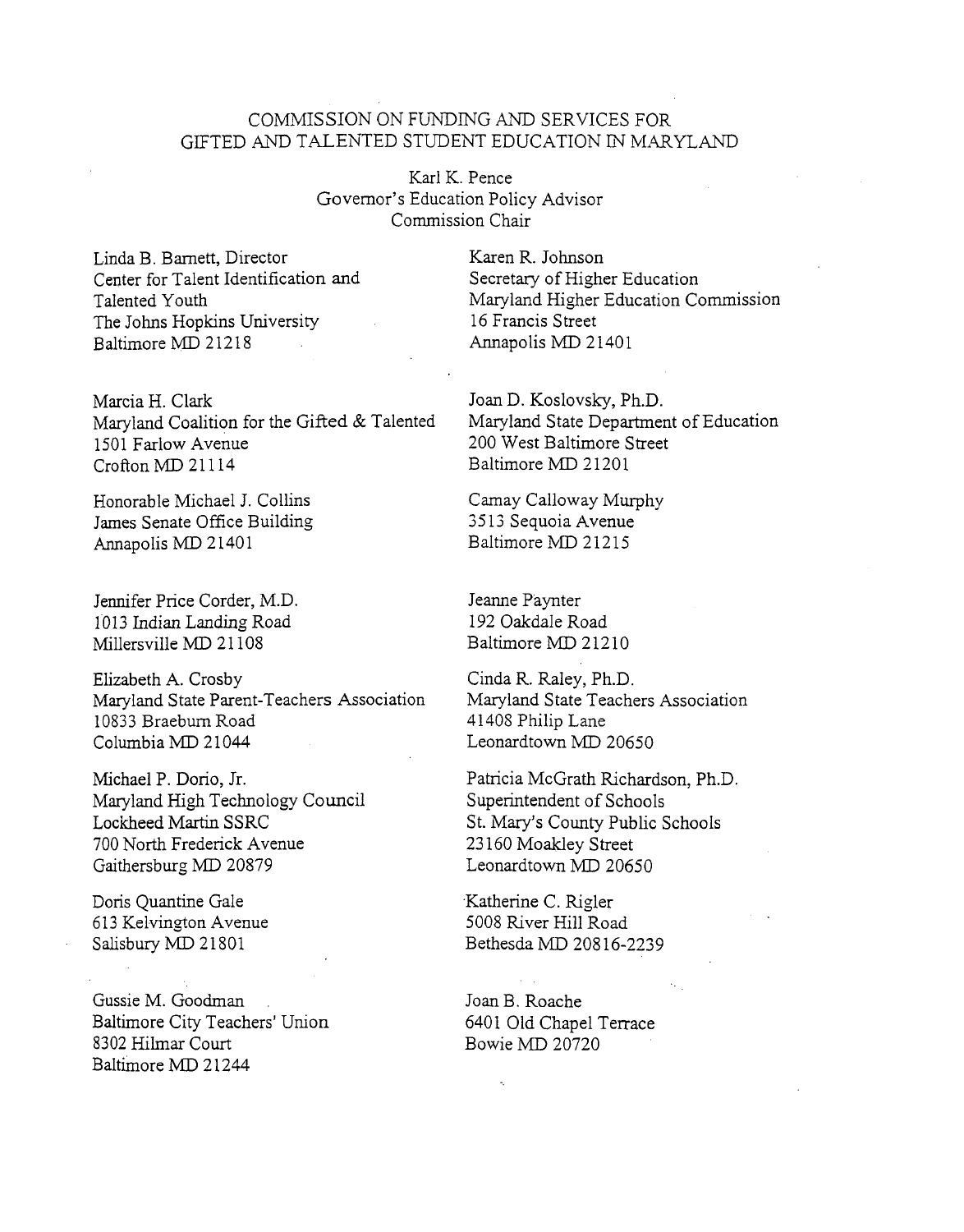# COMMISSION ON FUNDING AND SERVICES FOR GIFTED AND TALENTED STUDENT EDUCATION IN MARYLAND

Karl K. Pence
Governor's Education Policy Advisor
Commission Chair

Linda B. Barnett, Director
Center for Talent Identification and Talented Youth
The Johns Hopkins University
Baltimore MD 21218

Marcia H. Clark
Maryland Coalition for the Gifted & Talented
1501 Farlow Avenue
Crofton MD 21114

Honorable Michael J. Collins
James Senate Office Building
Annapolis MD 21401

Jennifer Price Corder, M.D.
1013 Indian Landing Road
Millersville MD 21108

Elizabeth A. Crosby
Maryland State Parent-Teachers Association
10833 Braeburn Road
Columbia MD 21044

Michael P. Dorio, Jr.
Maryland High Technology Council
Lockheed Martin SSRC
700 North Frederick Avenue
Gaithersburg MD 20879

Doris Quantine Gale
613 Kelvington Avenue
Salisbury MD 21801

Gussie M. Goodman
Baltimore City Teachers' Union
8302 Hilmar Court
Baltimore MD 21244

Karen R. Johnson
Secretary of Higher Education
Maryland Higher Education Commission
16 Francis Street
Annapolis MD 21401

Joan D. Koslovsky, Ph.D.
Maryland State Department of Education
200 West Baltimore Street
Baltimore MD 21201

Camay Calloway Murphy
3513 Sequoia Avenue
Baltimore MD 21215

Jeanne Paynter
192 Oakdale Road
Baltimore MD 21210

Cinda R. Raley, Ph.D.
Maryland State Teachers Association
41408 Philip Lane
Leonardtown MD 20650

Patricia McGrath Richardson, Ph.D.
Superintendent of Schools
St. Mary's County Public Schools
23160 Moakley Street
Leonardtown MD 20650

Katherine C. Rigler
5008 River Hill Road
Bethesda MD 20816-2239

Joan B. Roache
6401 Old Chapel Terrace
Bowie MD 20720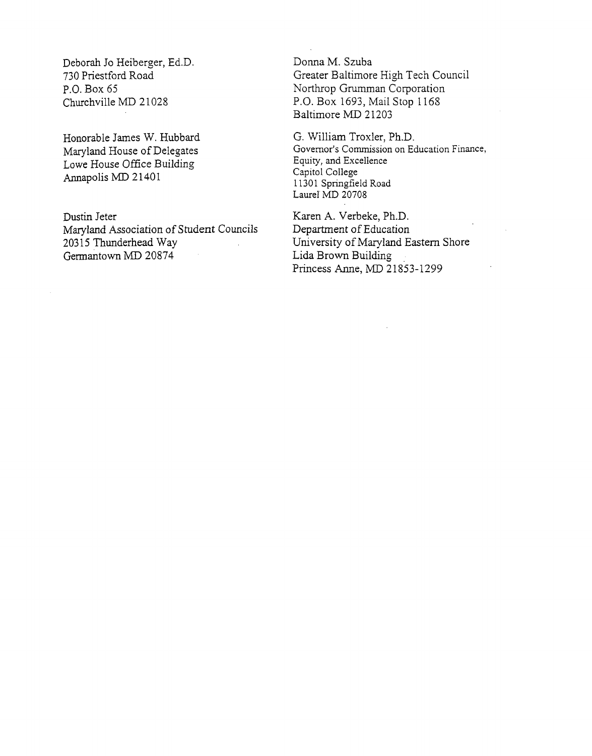Deborah Jo Heiberger, Ed.D.
730 Priestford Road
P.O. Box 65
Churchville MD 21028

Honorable James W. Hubbard
Maryland House of Delegates
Lowe House Office Building
Annapolis MD 21401

Dustin Jeter
Maryland Association of Student Councils
20315 Thunderhead Way
Germantown MD 20874

Donna M. Szuba
Greater Baltimore High Tech Council
Northrop Grumman Corporation
P.O. Box 1693, Mail Stop 1168
Baltimore MD 21203

G. William Troxler, Ph.D.
Governor's Commission on Education Finance, Equity, and Excellence
Capitol College
11301 Springfield Road
Laurel MD 20708

Karen A. Verbeke, Ph.D.
Department of Education
University of Maryland Eastern Shore
Lida Brown Building
Princess Anne, MD 21853-1299